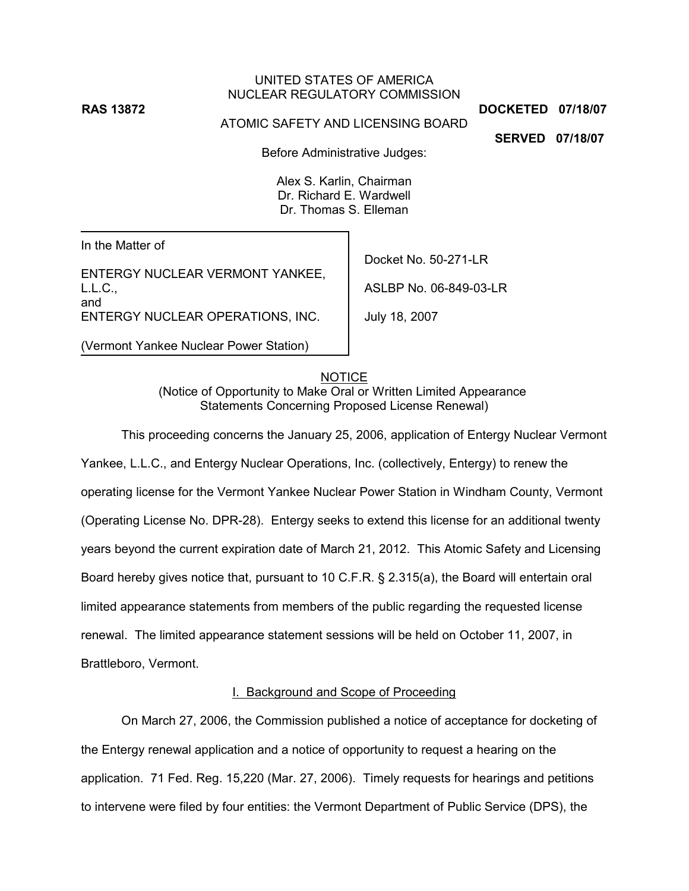UNITED STATES OF AMERICA
NUCLEAR REGULATORY COMMISSION

**RAS 13872** **DOCKETED 07/18/07**

ATOMIC SAFETY AND LICENSING BOARD

**SERVED 07/18/07**

Before Administrative Judges:

Alex S. Karlin, Chairman
Dr. Richard E. Wardwell
Dr. Thomas S. Elleman

| | |
|---|---|
| In the Matter of<br><br>ENTERGY NUCLEAR VERMONT YANKEE, L.L.C.,<br>and<br>ENTERGY NUCLEAR OPERATIONS, INC.<br><br>(Vermont Yankee Nuclear Power Station) | Docket No. 50-271-LR<br><br>ASLBP No. 06-849-03-LR<br><br>July 18, 2007 |

NOTICE
(Notice of Opportunity to Make Oral or Written Limited Appearance Statements Concerning Proposed License Renewal)

This proceeding concerns the January 25, 2006, application of Entergy Nuclear Vermont Yankee, L.L.C., and Entergy Nuclear Operations, Inc. (collectively, Entergy) to renew the operating license for the Vermont Yankee Nuclear Power Station in Windham County, Vermont (Operating License No. DPR-28). Entergy seeks to extend this license for an additional twenty years beyond the current expiration date of March 21, 2012. This Atomic Safety and Licensing Board hereby gives notice that, pursuant to 10 C.F.R. § 2.315(a), the Board will entertain oral limited appearance statements from members of the public regarding the requested license renewal. The limited appearance statement sessions will be held on October 11, 2007, in Brattleboro, Vermont.

I. Background and Scope of Proceeding

On March 27, 2006, the Commission published a notice of acceptance for docketing of the Entergy renewal application and a notice of opportunity to request a hearing on the application. 71 Fed. Reg. 15,220 (Mar. 27, 2006). Timely requests for hearings and petitions to intervene were filed by four entities: the Vermont Department of Public Service (DPS), the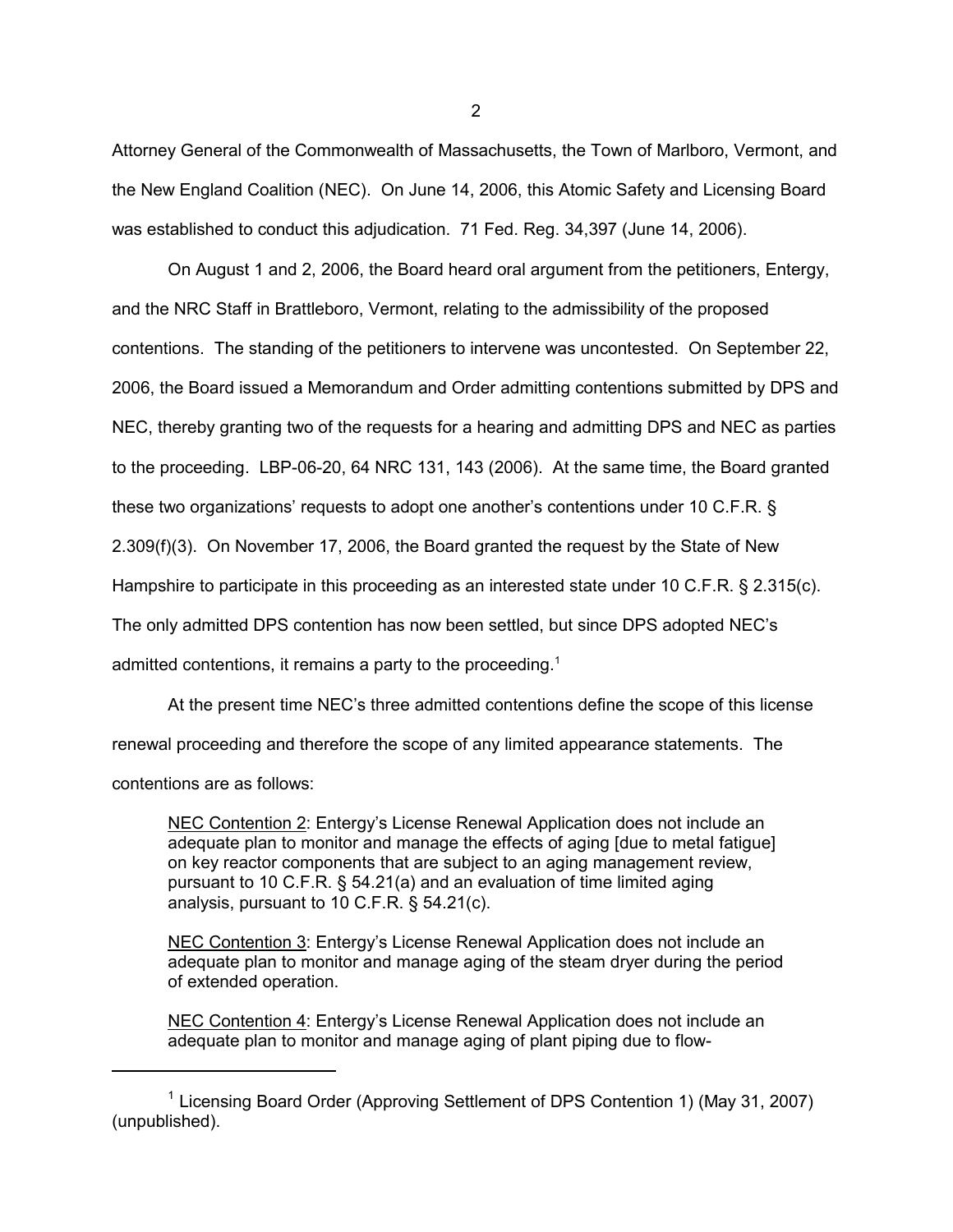Attorney General of the Commonwealth of Massachusetts, the Town of Marlboro, Vermont, and the New England Coalition (NEC). On June 14, 2006, this Atomic Safety and Licensing Board was established to conduct this adjudication. 71 Fed. Reg. 34,397 (June 14, 2006).

On August 1 and 2, 2006, the Board heard oral argument from the petitioners, Entergy, and the NRC Staff in Brattleboro, Vermont, relating to the admissibility of the proposed contentions. The standing of the petitioners to intervene was uncontested. On September 22, 2006, the Board issued a Memorandum and Order admitting contentions submitted by DPS and NEC, thereby granting two of the requests for a hearing and admitting DPS and NEC as parties to the proceeding. LBP-06-20, 64 NRC 131, 143 (2006). At the same time, the Board granted these two organizations' requests to adopt one another's contentions under 10 C.F.R. § 2.309(f)(3). On November 17, 2006, the Board granted the request by the State of New Hampshire to participate in this proceeding as an interested state under 10 C.F.R. § 2.315(c). The only admitted DPS contention has now been settled, but since DPS adopted NEC's admitted contentions, it remains a party to the proceeding.[1]

At the present time NEC's three admitted contentions define the scope of this license renewal proceeding and therefore the scope of any limited appearance statements. The contentions are as follows:

> <u>NEC Contention 2</u>: Entergy's License Renewal Application does not include an adequate plan to monitor and manage the effects of aging [due to metal fatigue] on key reactor components that are subject to an aging management review, pursuant to 10 C.F.R. § 54.21(a) and an evaluation of time limited aging analysis, pursuant to 10 C.F.R. § 54.21(c).
>
> <u>NEC Contention 3</u>: Entergy's License Renewal Application does not include an adequate plan to monitor and manage aging of the steam dryer during the period of extended operation.
>
> <u>NEC Contention 4</u>: Entergy's License Renewal Application does not include an adequate plan to monitor and manage aging of plant piping due to flow-

---

[1] Licensing Board Order (Approving Settlement of DPS Contention 1) (May 31, 2007) (unpublished).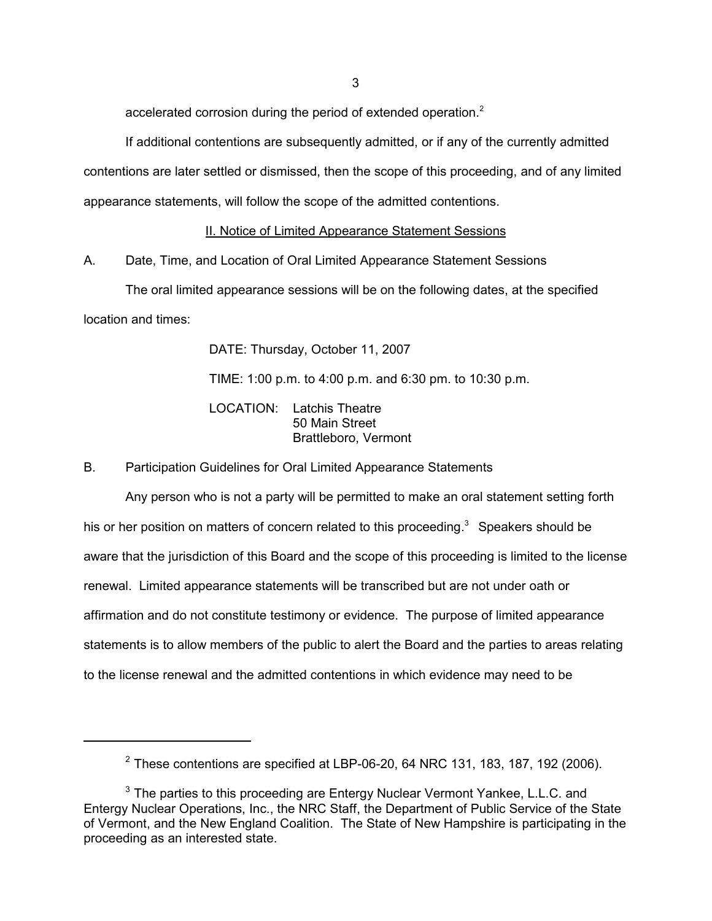accelerated corrosion during the period of extended operation.[2]

If additional contentions are subsequently admitted, or if any of the currently admitted contentions are later settled or dismissed, then the scope of this proceeding, and of any limited appearance statements, will follow the scope of the admitted contentions.

## II. Notice of Limited Appearance Statement Sessions

### A. Date, Time, and Location of Oral Limited Appearance Statement Sessions

The oral limited appearance sessions will be on the following dates, at the specified location and times:

DATE: Thursday, October 11, 2007

TIME: 1:00 p.m. to 4:00 p.m. and 6:30 pm. to 10:30 p.m.

LOCATION: Latchis Theatre
50 Main Street
Brattleboro, Vermont

### B. Participation Guidelines for Oral Limited Appearance Statements

Any person who is not a party will be permitted to make an oral statement setting forth his or her position on matters of concern related to this proceeding.[3] Speakers should be aware that the jurisdiction of this Board and the scope of this proceeding is limited to the license renewal. Limited appearance statements will be transcribed but are not under oath or affirmation and do not constitute testimony or evidence. The purpose of limited appearance statements is to allow members of the public to alert the Board and the parties to areas relating to the license renewal and the admitted contentions in which evidence may need to be

---

[2] These contentions are specified at LBP-06-20, 64 NRC 131, 183, 187, 192 (2006).

[3] The parties to this proceeding are Entergy Nuclear Vermont Yankee, L.L.C. and Entergy Nuclear Operations, Inc., the NRC Staff, the Department of Public Service of the State of Vermont, and the New England Coalition. The State of New Hampshire is participating in the proceeding as an interested state.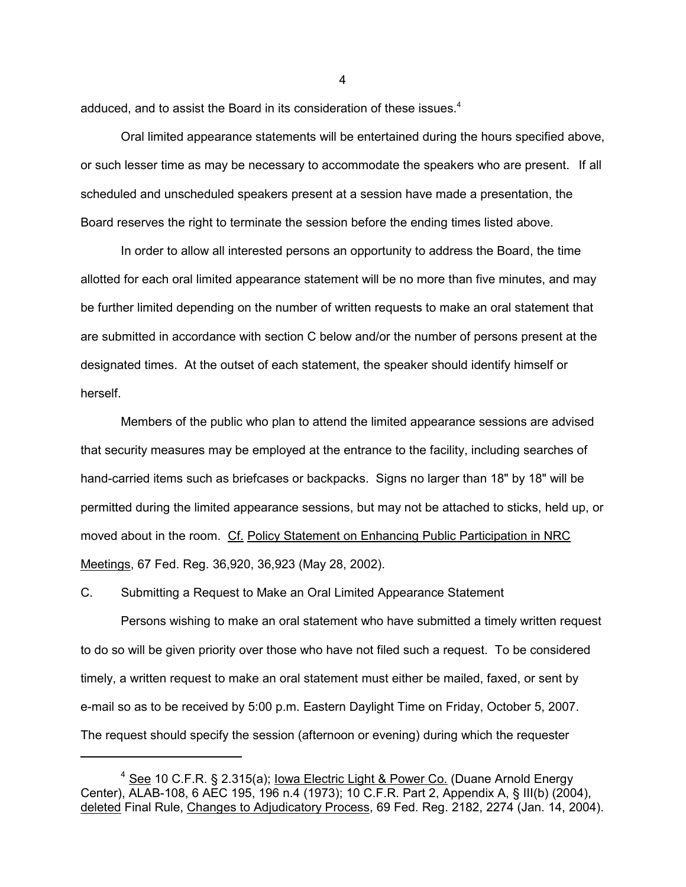adduced, and to assist the Board in its consideration of these issues.[4]

Oral limited appearance statements will be entertained during the hours specified above, or such lesser time as may be necessary to accommodate the speakers who are present. If all scheduled and unscheduled speakers present at a session have made a presentation, the Board reserves the right to terminate the session before the ending times listed above.

In order to allow all interested persons an opportunity to address the Board, the time allotted for each oral limited appearance statement will be no more than five minutes, and may be further limited depending on the number of written requests to make an oral statement that are submitted in accordance with section C below and/or the number of persons present at the designated times. At the outset of each statement, the speaker should identify himself or herself.

Members of the public who plan to attend the limited appearance sessions are advised that security measures may be employed at the entrance to the facility, including searches of hand-carried items such as briefcases or backpacks. Signs no larger than 18" by 18" will be permitted during the limited appearance sessions, but may not be attached to sticks, held up, or moved about in the room. Cf. Policy Statement on Enhancing Public Participation in NRC Meetings, 67 Fed. Reg. 36,920, 36,923 (May 28, 2002).

C. Submitting a Request to Make an Oral Limited Appearance Statement

Persons wishing to make an oral statement who have submitted a timely written request to do so will be given priority over those who have not filed such a request. To be considered timely, a written request to make an oral statement must either be mailed, faxed, or sent by e-mail so as to be received by 5:00 p.m. Eastern Daylight Time on Friday, October 5, 2007. The request should specify the session (afternoon or evening) during which the requester

---

[4] See 10 C.F.R. § 2.315(a); Iowa Electric Light & Power Co. (Duane Arnold Energy Center), ALAB-108, 6 AEC 195, 196 n.4 (1973); 10 C.F.R. Part 2, Appendix A, § III(b) (2004), deleted Final Rule, Changes to Adjudicatory Process, 69 Fed. Reg. 2182, 2274 (Jan. 14, 2004).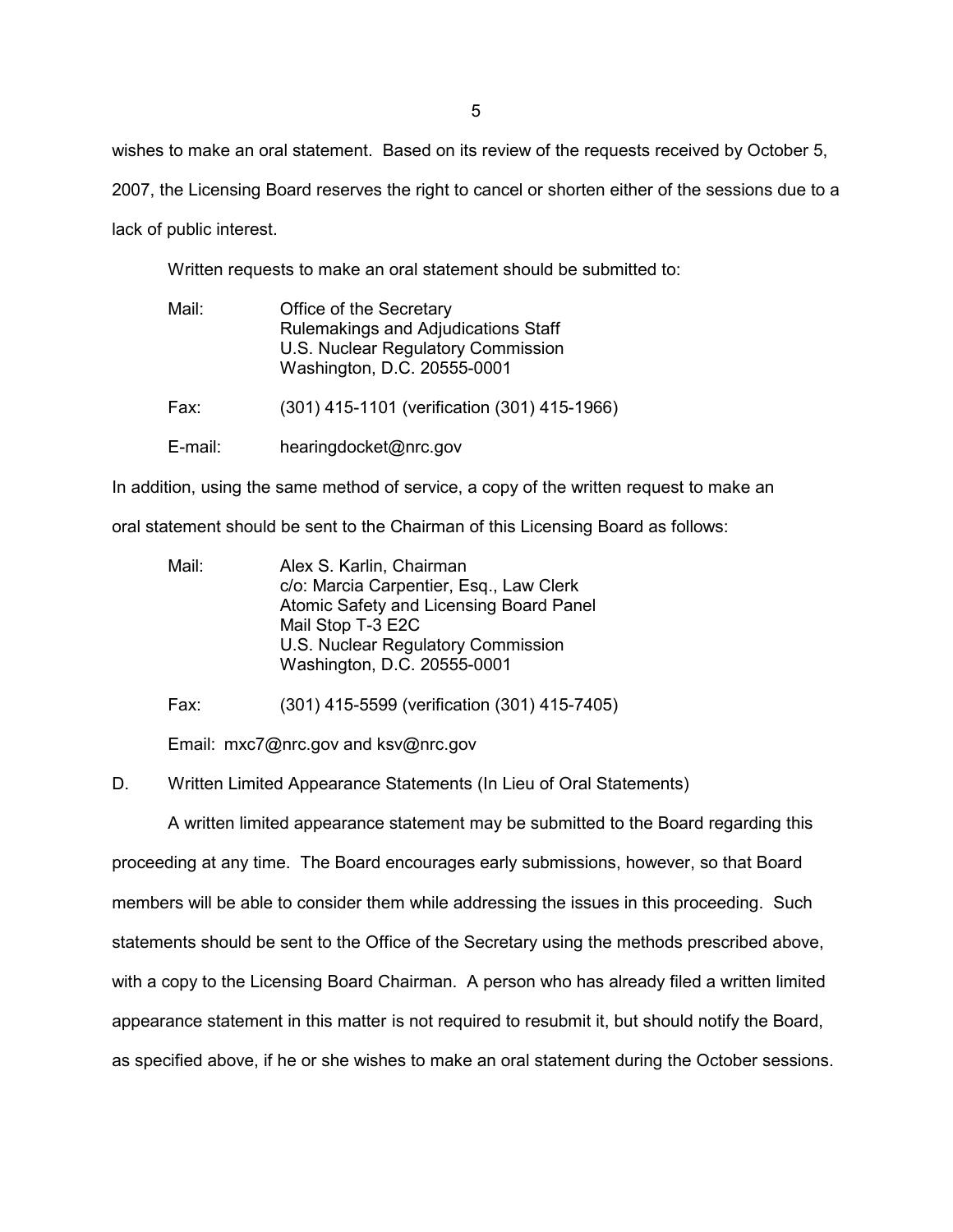wishes to make an oral statement. Based on its review of the requests received by October 5, 2007, the Licensing Board reserves the right to cancel or shorten either of the sessions due to a lack of public interest.

Written requests to make an oral statement should be submitted to:

Mail: Office of the Secretary
Rulemakings and Adjudications Staff
U.S. Nuclear Regulatory Commission
Washington, D.C. 20555-0001

Fax: (301) 415-1101 (verification (301) 415-1966)

E-mail: hearingdocket@nrc.gov

In addition, using the same method of service, a copy of the written request to make an oral statement should be sent to the Chairman of this Licensing Board as follows:

Mail: Alex S. Karlin, Chairman
c/o: Marcia Carpentier, Esq., Law Clerk
Atomic Safety and Licensing Board Panel
Mail Stop T-3 E2C
U.S. Nuclear Regulatory Commission
Washington, D.C. 20555-0001

Fax: (301) 415-5599 (verification (301) 415-7405)

Email: mxc7@nrc.gov and ksv@nrc.gov

D. Written Limited Appearance Statements (In Lieu of Oral Statements)

A written limited appearance statement may be submitted to the Board regarding this proceeding at any time. The Board encourages early submissions, however, so that Board members will be able to consider them while addressing the issues in this proceeding. Such statements should be sent to the Office of the Secretary using the methods prescribed above, with a copy to the Licensing Board Chairman. A person who has already filed a written limited appearance statement in this matter is not required to resubmit it, but should notify the Board, as specified above, if he or she wishes to make an oral statement during the October sessions.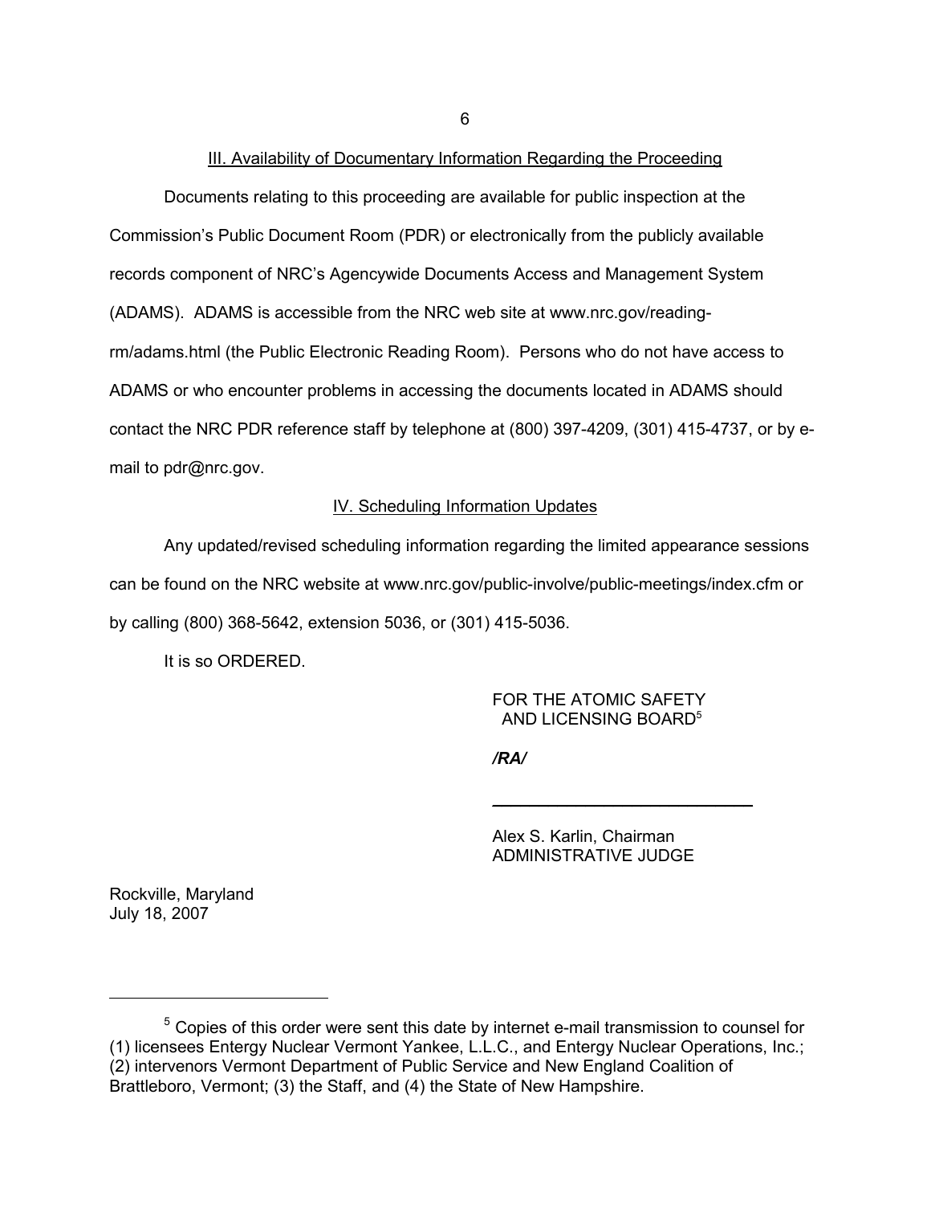## III. Availability of Documentary Information Regarding the Proceeding

Documents relating to this proceeding are available for public inspection at the Commission's Public Document Room (PDR) or electronically from the publicly available records component of NRC's Agencywide Documents Access and Management System (ADAMS). ADAMS is accessible from the NRC web site at www.nrc.gov/reading-rm/adams.html (the Public Electronic Reading Room). Persons who do not have access to ADAMS or who encounter problems in accessing the documents located in ADAMS should contact the NRC PDR reference staff by telephone at (800) 397-4209, (301) 415-4737, or by e-mail to pdr@nrc.gov.

## IV. Scheduling Information Updates

Any updated/revised scheduling information regarding the limited appearance sessions can be found on the NRC website at www.nrc.gov/public-involve/public-meetings/index.cfm or by calling (800) 368-5642, extension 5036, or (301) 415-5036.

It is so ORDERED.

FOR THE ATOMIC SAFETY AND LICENSING BOARD[5]

***/RA/***

Alex S. Karlin, Chairman
ADMINISTRATIVE JUDGE

Rockville, Maryland
July 18, 2007

---

[5] Copies of this order were sent this date by internet e-mail transmission to counsel for (1) licensees Entergy Nuclear Vermont Yankee, L.L.C., and Entergy Nuclear Operations, Inc.; (2) intervenors Vermont Department of Public Service and New England Coalition of Brattleboro, Vermont; (3) the Staff, and (4) the State of New Hampshire.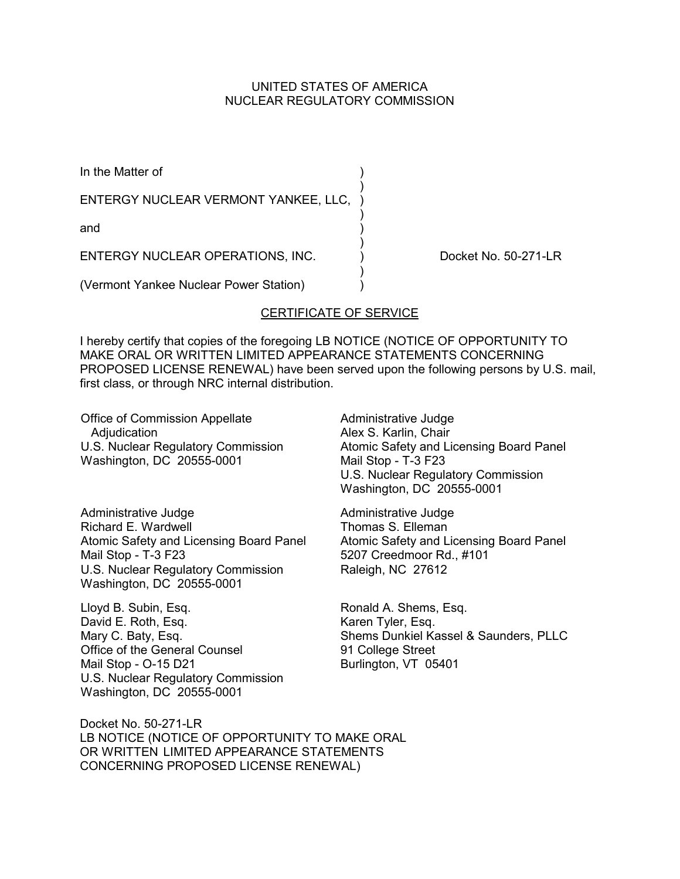UNITED STATES OF AMERICA
NUCLEAR REGULATORY COMMISSION

In the Matter of

ENTERGY NUCLEAR VERMONT YANKEE, LLC,

and

ENTERGY NUCLEAR OPERATIONS, INC.

(Vermont Yankee Nuclear Power Station)

Docket No. 50-271-LR

## CERTIFICATE OF SERVICE

I hereby certify that copies of the foregoing LB NOTICE (NOTICE OF OPPORTUNITY TO MAKE ORAL OR WRITTEN LIMITED APPEARANCE STATEMENTS CONCERNING PROPOSED LICENSE RENEWAL) have been served upon the following persons by U.S. mail, first class, or through NRC internal distribution.

Office of Commission Appellate Adjudication
U.S. Nuclear Regulatory Commission
Washington, DC 20555-0001

Administrative Judge
Alex S. Karlin, Chair
Atomic Safety and Licensing Board Panel
Mail Stop - T-3 F23
U.S. Nuclear Regulatory Commission
Washington, DC 20555-0001

Administrative Judge
Richard E. Wardwell
Atomic Safety and Licensing Board Panel
Mail Stop - T-3 F23
U.S. Nuclear Regulatory Commission
Washington, DC 20555-0001

Administrative Judge
Thomas S. Elleman
Atomic Safety and Licensing Board Panel
5207 Creedmoor Rd., #101
Raleigh, NC 27612

Lloyd B. Subin, Esq.
David E. Roth, Esq.
Mary C. Baty, Esq.
Office of the General Counsel
Mail Stop - O-15 D21
U.S. Nuclear Regulatory Commission
Washington, DC 20555-0001

Ronald A. Shems, Esq.
Karen Tyler, Esq.
Shems Dunkiel Kassel & Saunders, PLLC
91 College Street
Burlington, VT 05401

Docket No. 50-271-LR
LB NOTICE (NOTICE OF OPPORTUNITY TO MAKE ORAL OR WRITTEN LIMITED APPEARANCE STATEMENTS CONCERNING PROPOSED LICENSE RENEWAL)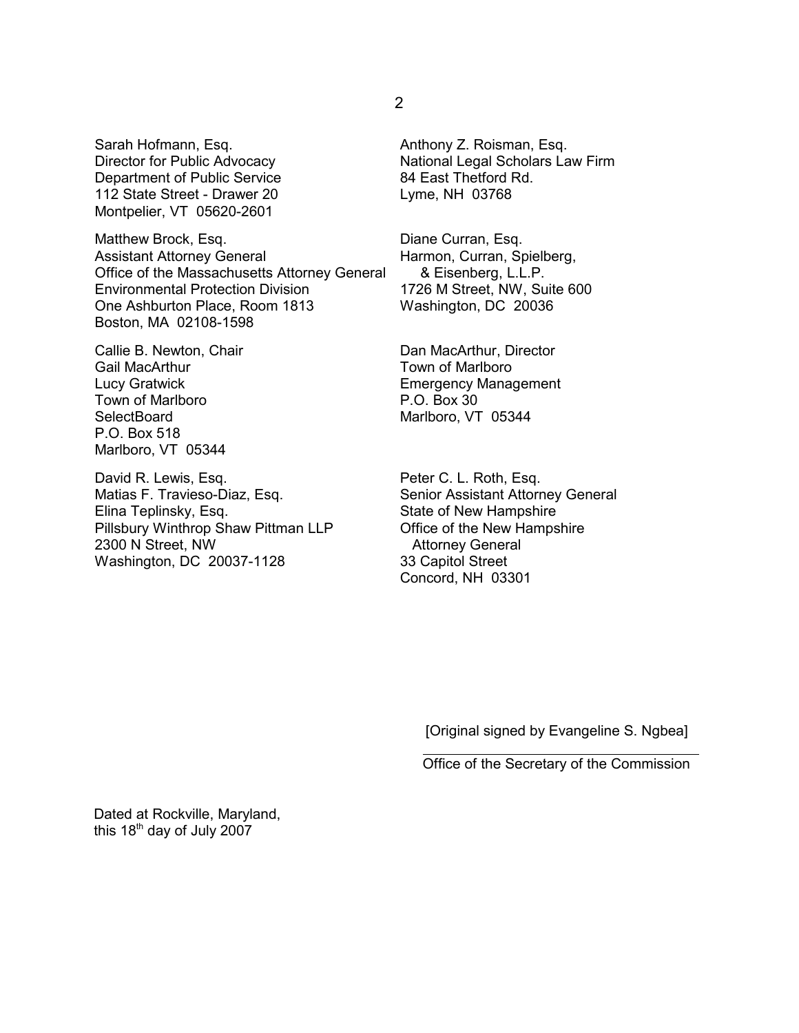Sarah Hofmann, Esq.
Director for Public Advocacy
Department of Public Service
112 State Street - Drawer 20
Montpelier, VT 05620-2601

Anthony Z. Roisman, Esq.
National Legal Scholars Law Firm
84 East Thetford Rd.
Lyme, NH 03768

Matthew Brock, Esq.
Assistant Attorney General
Office of the Massachusetts Attorney General
Environmental Protection Division
One Ashburton Place, Room 1813
Boston, MA 02108-1598

Diane Curran, Esq.
Harmon, Curran, Spielberg,
& Eisenberg, L.L.P.
1726 M Street, NW, Suite 600
Washington, DC 20036

Callie B. Newton, Chair
Gail MacArthur
Lucy Gratwick
Town of Marlboro
SelectBoard
P.O. Box 518
Marlboro, VT 05344

Dan MacArthur, Director
Town of Marlboro
Emergency Management
P.O. Box 30
Marlboro, VT 05344

David R. Lewis, Esq.
Matias F. Travieso-Diaz, Esq.
Elina Teplinsky, Esq.
Pillsbury Winthrop Shaw Pittman LLP
2300 N Street, NW
Washington, DC 20037-1128

Peter C. L. Roth, Esq.
Senior Assistant Attorney General
State of New Hampshire
Office of the New Hampshire
Attorney General
33 Capitol Street
Concord, NH 03301

[Original signed by Evangeline S. Ngbea]

Office of the Secretary of the Commission

Dated at Rockville, Maryland,
this 18th day of July 2007